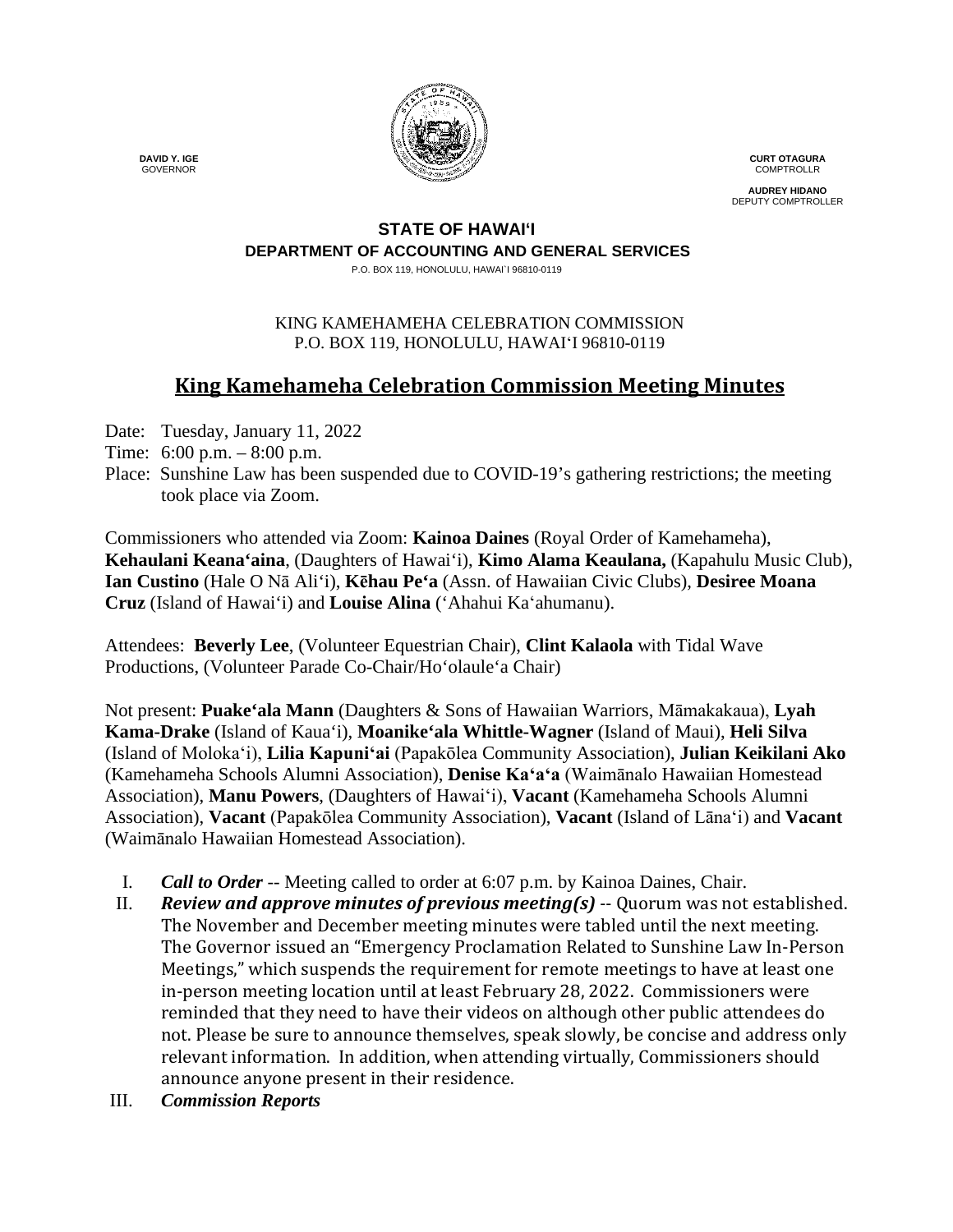DAVID Y. IGE
GOVERNOR

CURT OTAGURA
COMPTROLLR

AUDREY HIDANO
DEPUTY COMPTROLLER

**STATE OF HAWAIʻI**
**DEPARTMENT OF ACCOUNTING AND GENERAL SERVICES**
P.O. BOX 119, HONOLULU, HAWAI`I 96810-0119

KING KAMEHAMEHA CELEBRATION COMMISSION
P.O. BOX 119, HONOLULU, HAWAIʻI 96810-0119

# King Kamehameha Celebration Commission Meeting Minutes

Date: Tuesday, January 11, 2022
Time: 6:00 p.m. – 8:00 p.m.
Place: Sunshine Law has been suspended due to COVID-19's gathering restrictions; the meeting took place via Zoom.

Commissioners who attended via Zoom: **Kainoa Daines** (Royal Order of Kamehameha), **Kehaulani Keanaʻaina**, (Daughters of Hawaiʻi), **Kimo Alama Keaulana,** (Kapahulu Music Club), **Ian Custino** (Hale O Nā Aliʻi), **Kēhau Peʻa** (Assn. of Hawaiian Civic Clubs), **Desiree Moana Cruz** (Island of Hawaiʻi) and **Louise Alina** (ʻAhahui Kaʻahumanu).

Attendees: **Beverly Lee**, (Volunteer Equestrian Chair), **Clint Kalaola** with Tidal Wave Productions, (Volunteer Parade Co-Chair/Hoʻolauleʻa Chair)

Not present: **Puakeʻala Mann** (Daughters & Sons of Hawaiian Warriors, Māmakakaua), **Lyah Kama-Drake** (Island of Kauaʻi), **Moanikeʻala Whittle-Wagner** (Island of Maui), **Heli Silva** (Island of Molokaʻi), **Lilia Kapuniʻai** (Papakōlea Community Association), **Julian Keikilani Ako** (Kamehameha Schools Alumni Association), **Denise Kaʻaʻa** (Waimānalo Hawaiian Homestead Association), **Manu Powers**, (Daughters of Hawaiʻi), **Vacant** (Kamehameha Schools Alumni Association), **Vacant** (Papakōlea Community Association), **Vacant** (Island of Lānaʻi) and **Vacant** (Waimānalo Hawaiian Homestead Association).

I. ***Call to Order*** -- Meeting called to order at 6:07 p.m. by Kainoa Daines, Chair.

II. ***Review and approve minutes of previous meeting(s)*** -- Quorum was not established. The November and December meeting minutes were tabled until the next meeting. The Governor issued an "Emergency Proclamation Related to Sunshine Law In-Person Meetings," which suspends the requirement for remote meetings to have at least one in-person meeting location until at least February 28, 2022. Commissioners were reminded that they need to have their videos on although other public attendees do not. Please be sure to announce themselves, speak slowly, be concise and address only relevant information. In addition, when attending virtually, Commissioners should announce anyone present in their residence.

III. ***Commission Reports***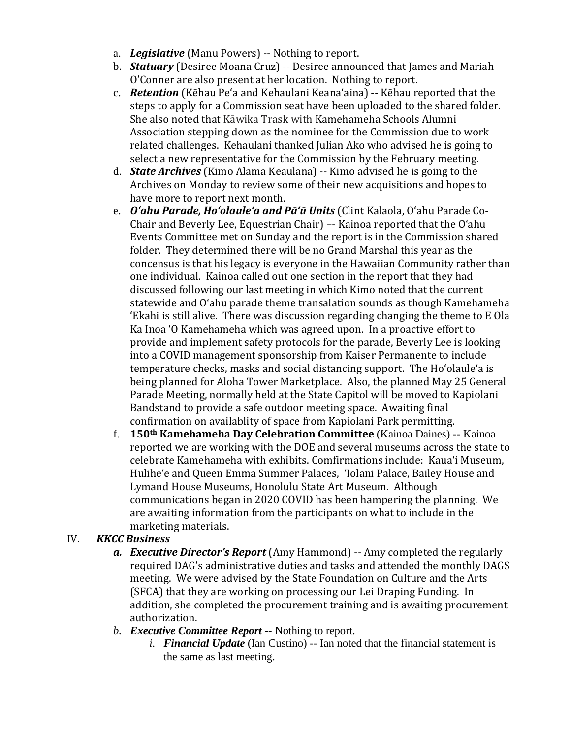a. ***Legislative*** (Manu Powers) -- Nothing to report.
b. ***Statuary*** (Desiree Moana Cruz) -- Desiree announced that James and Mariah O'Conner are also present at her location. Nothing to report.
c. ***Retention*** (Kēhau Peʻa and Kehaulani Keanaʻaina) -- Kēhau reported that the steps to apply for a Commission seat have been uploaded to the shared folder. She also noted that Kāwika Trask with Kamehameha Schools Alumni Association stepping down as the nominee for the Commission due to work related challenges. Kehaulani thanked Julian Ako who advised he is going to select a new representative for the Commission by the February meeting.
d. ***State Archives*** (Kimo Alama Keaulana) -- Kimo advised he is going to the Archives on Monday to review some of their new acquisitions and hopes to have more to report next month.
e. ***Oʻahu Parade, Hoʻolauleʻa and Pāʻū Units*** (Clint Kalaola, Oʻahu Parade Co-Chair and Beverly Lee, Equestrian Chair) –- Kainoa reported that the Oʻahu Events Committee met on Sunday and the report is in the Commission shared folder. They determined there will be no Grand Marshal this year as the concensus is that his legacy is everyone in the Hawaiian Community rather than one individual. Kainoa called out one section in the report that they had discussed following our last meeting in which Kimo noted that the current statewide and Oʻahu parade theme transalation sounds as though Kamehameha ʻEkahi is still alive. There was discussion regarding changing the theme to E Ola Ka Inoa ʻO Kamehameha which was agreed upon. In a proactive effort to provide and implement safety protocols for the parade, Beverly Lee is looking into a COVID management sponsorship from Kaiser Permanente to include temperature checks, masks and social distancing support. The Hoʻolauleʻa is being planned for Aloha Tower Marketplace. Also, the planned May 25 General Parade Meeting, normally held at the State Capitol will be moved to Kapiolani Bandstand to provide a safe outdoor meeting space. Awaiting final confirmation on availablity of space from Kapiolani Park permitting.
f. **150th Kamehameha Day Celebration Committee** (Kainoa Daines) -- Kainoa reported we are working with the DOE and several museums across the state to celebrate Kamehameha with exhibits. Comfirmations include: Kauaʻi Museum, Huliheʻe and Queen Emma Summer Palaces, ʻIolani Palace, Bailey House and Lymand House Museums, Honolulu State Art Museum. Although communications began in 2020 COVID has been hampering the planning. We are awaiting information from the participants on what to include in the marketing materials.

IV. ***KKCC Business***

***a. Executive Director's Report*** (Amy Hammond) -- Amy completed the regularly required DAG's administrative duties and tasks and attended the monthly DAGS meeting. We were advised by the State Foundation on Culture and the Arts (SFCA) that they are working on processing our Lei Draping Funding. In addition, she completed the procurement training and is awaiting procurement authorization.

*b.* ***Executive Committee Report*** -- Nothing to report.

*i.* ***Financial Update*** (Ian Custino) -- Ian noted that the financial statement is the same as last meeting.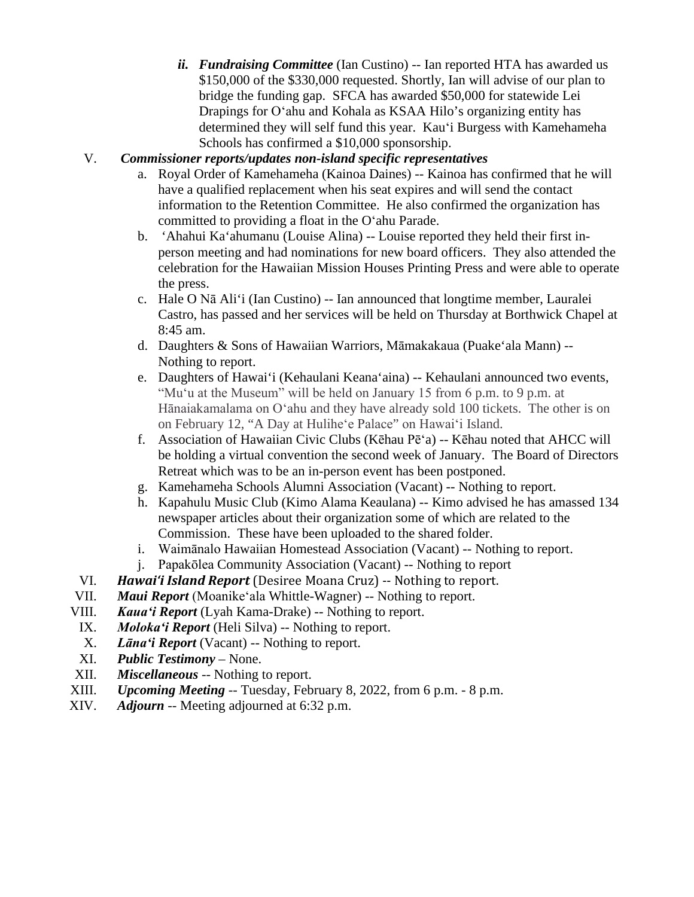ii. ***Fundraising Committee*** (Ian Custino) -- Ian reported HTA has awarded us $150,000 of the $330,000 requested. Shortly, Ian will advise of our plan to bridge the funding gap. SFCA has awarded $50,000 for statewide Lei Drapings for Oʻahu and Kohala as KSAA Hilo's organizing entity has determined they will self fund this year. Kauʻi Burgess with Kamehameha Schools has confirmed a $10,000 sponsorship.

V. ***Commissioner reports/updates non-island specific representatives***

   a. Royal Order of Kamehameha (Kainoa Daines) -- Kainoa has confirmed that he will have a qualified replacement when his seat expires and will send the contact information to the Retention Committee. He also confirmed the organization has committed to providing a float in the Oʻahu Parade.
   b. ʻAhahui Kaʻahumanu (Louise Alina) -- Louise reported they held their first in-person meeting and had nominations for new board officers. They also attended the celebration for the Hawaiian Mission Houses Printing Press and were able to operate the press.
   c. Hale O Nā Aliʻi (Ian Custino) -- Ian announced that longtime member, Lauralei Castro, has passed and her services will be held on Thursday at Borthwick Chapel at 8:45 am.
   d. Daughters & Sons of Hawaiian Warriors, Māmakakaua (Puakeʻala Mann) -- Nothing to report.
   e. Daughters of Hawaiʻi (Kehaulani Keanaʻaina) -- Kehaulani announced two events, "Muʻu at the Museum" will be held on January 15 from 6 p.m. to 9 p.m. at Hānaiakamalama on Oʻahu and they have already sold 100 tickets. The other is on on February 12, "A Day at Huliheʻe Palace" on Hawaiʻi Island.
   f. Association of Hawaiian Civic Clubs (Kēhau Pēʻa) -- Kēhau noted that AHCC will be holding a virtual convention the second week of January. The Board of Directors Retreat which was to be an in-person event has been postponed.
   g. Kamehameha Schools Alumni Association (Vacant) -- Nothing to report.
   h. Kapahulu Music Club (Kimo Alama Keaulana) -- Kimo advised he has amassed 134 newspaper articles about their organization some of which are related to the Commission. These have been uploaded to the shared folder.
   i. Waimānalo Hawaiian Homestead Association (Vacant) -- Nothing to report.
   j. Papakōlea Community Association (Vacant) -- Nothing to report

VI. ***Hawaiʻi Island Report*** (Desiree Moana Cruz) -- Nothing to report.

VII. ***Maui Report*** (Moanikeʻala Whittle-Wagner) -- Nothing to report.

VIII. ***Kauaʻi Report*** (Lyah Kama-Drake) -- Nothing to report.

IX. ***Molokaʻi Report*** (Heli Silva) -- Nothing to report.

X. ***Lānaʻi Report*** (Vacant) -- Nothing to report.

XI. ***Public Testimony*** – None.

XII. ***Miscellaneous*** -- Nothing to report.

XIII. ***Upcoming Meeting*** -- Tuesday, February 8, 2022, from 6 p.m. - 8 p.m.

XIV. ***Adjourn*** -- Meeting adjourned at 6:32 p.m.